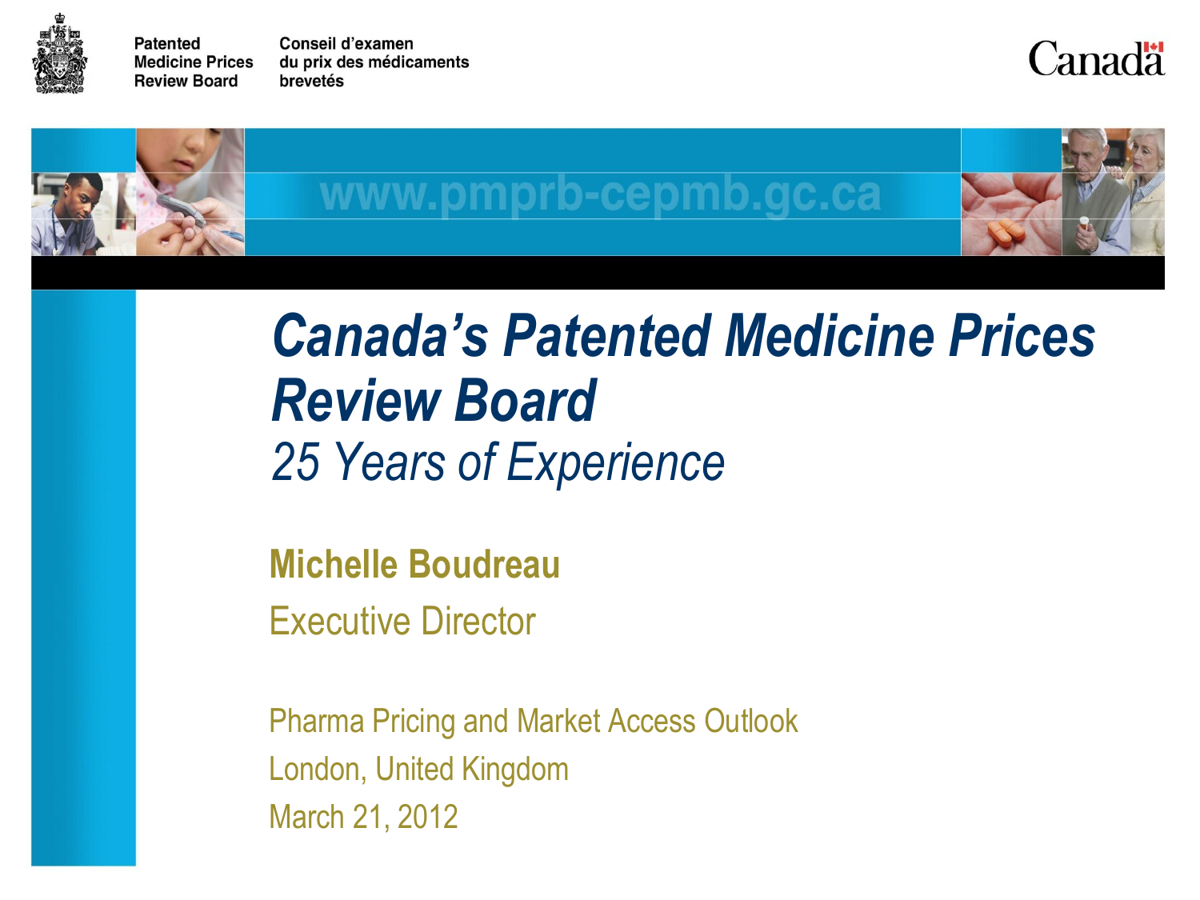Patented Medicine Prices Review Board

Conseil d'examen du prix des médicaments brevetés

Canada

www.pmprb-cepmb.gc.ca

# *Canada's Patented Medicine Prices Review Board*

## *25 Years of Experience*

**Michelle Boudreau**

Executive Director

Pharma Pricing and Market Access Outlook

London, United Kingdom

March 21, 2012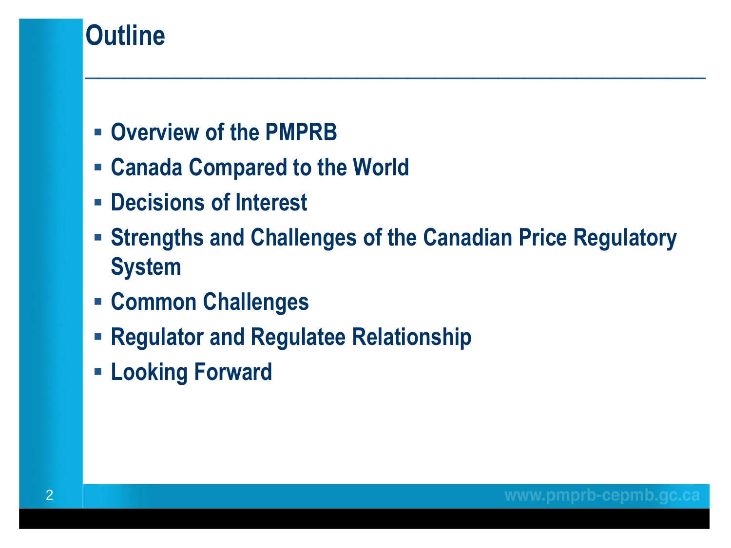# Outline

- Overview of the PMPRB
- Canada Compared to the World
- Decisions of Interest
- Strengths and Challenges of the Canadian Price Regulatory System
- Common Challenges
- Regulator and Regulatee Relationship
- Looking Forward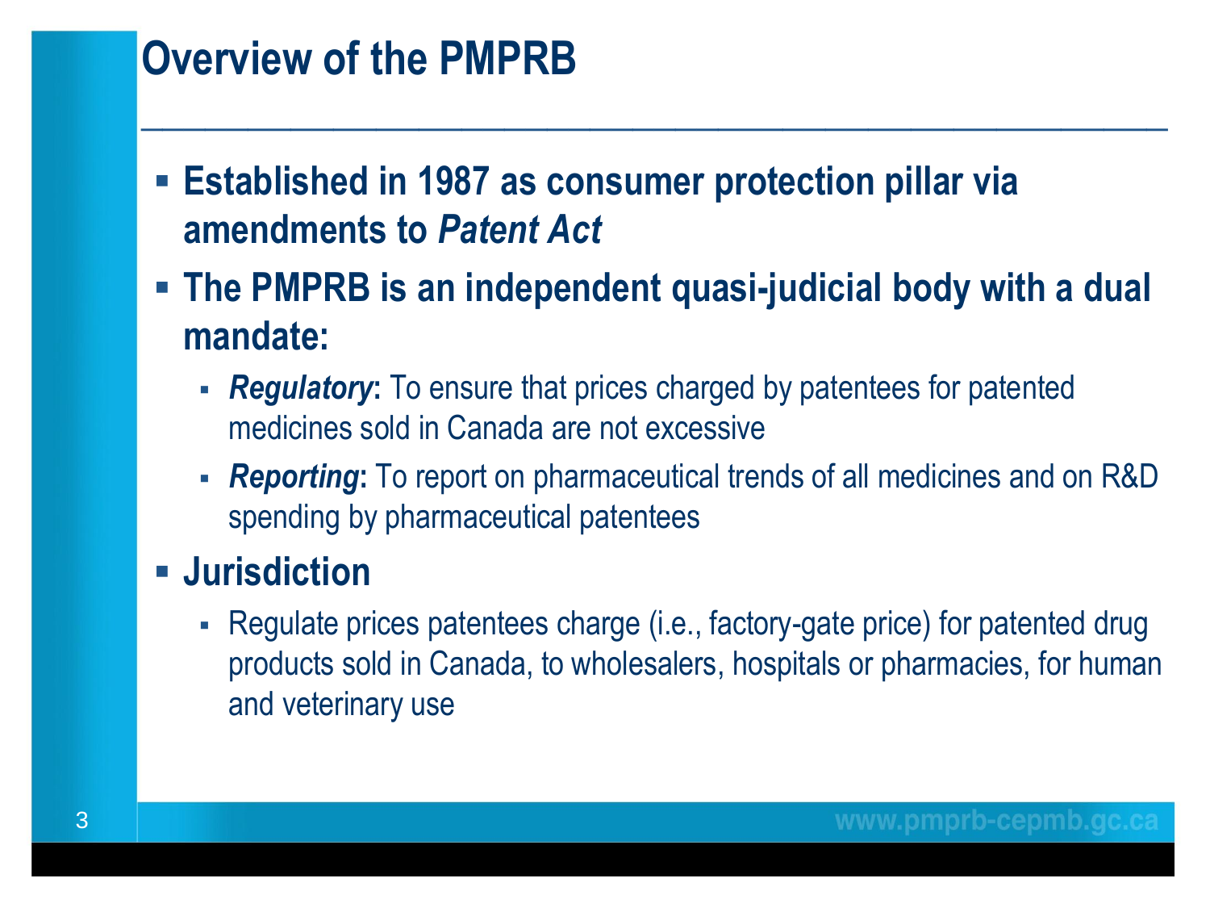# Overview of the PMPRB

- **Established in 1987 as consumer protection pillar via amendments to *Patent Act***
- **The PMPRB is an independent quasi-judicial body with a dual mandate:**
  - ***Regulatory*****:** To ensure that prices charged by patentees for patented medicines sold in Canada are not excessive
  - ***Reporting*****:** To report on pharmaceutical trends of all medicines and on R&D spending by pharmaceutical patentees
- **Jurisdiction**
  - Regulate prices patentees charge (i.e., factory-gate price) for patented drug products sold in Canada, to wholesalers, hospitals or pharmacies, for human and veterinary use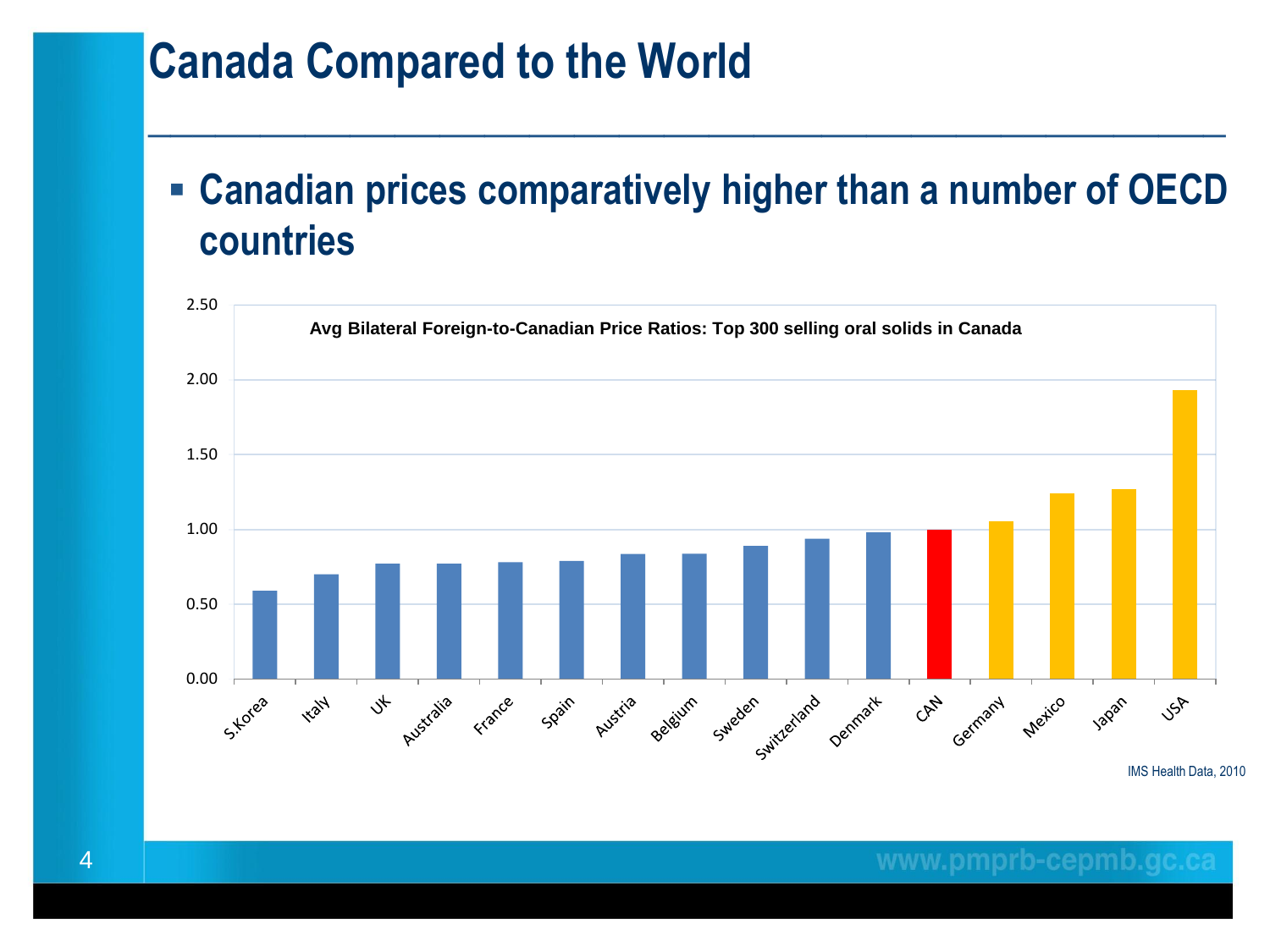# Canada Compared to the World

- **Canadian prices comparatively higher than a number of OECD countries**

**Avg Bilateral Foreign-to-Canadian Price Ratios: Top 300 selling oral solids in Canada**

| Country | Price Ratio (approx.) |
|---|---|
| S.Korea | 0.59 |
| Italy | 0.70 |
| UK | 0.77 |
| Australia | 0.77 |
| France | 0.78 |
| Spain | 0.79 |
| Austria | 0.84 |
| Belgium | 0.84 |
| Sweden | 0.89 |
| Switzerland | 0.94 |
| Denmark | 0.98 |
| CAN | 1.00 |
| Germany | 1.06 |
| Mexico | 1.24 |
| Japan | 1.27 |
| USA | 1.93 |

IMS Health Data, 2010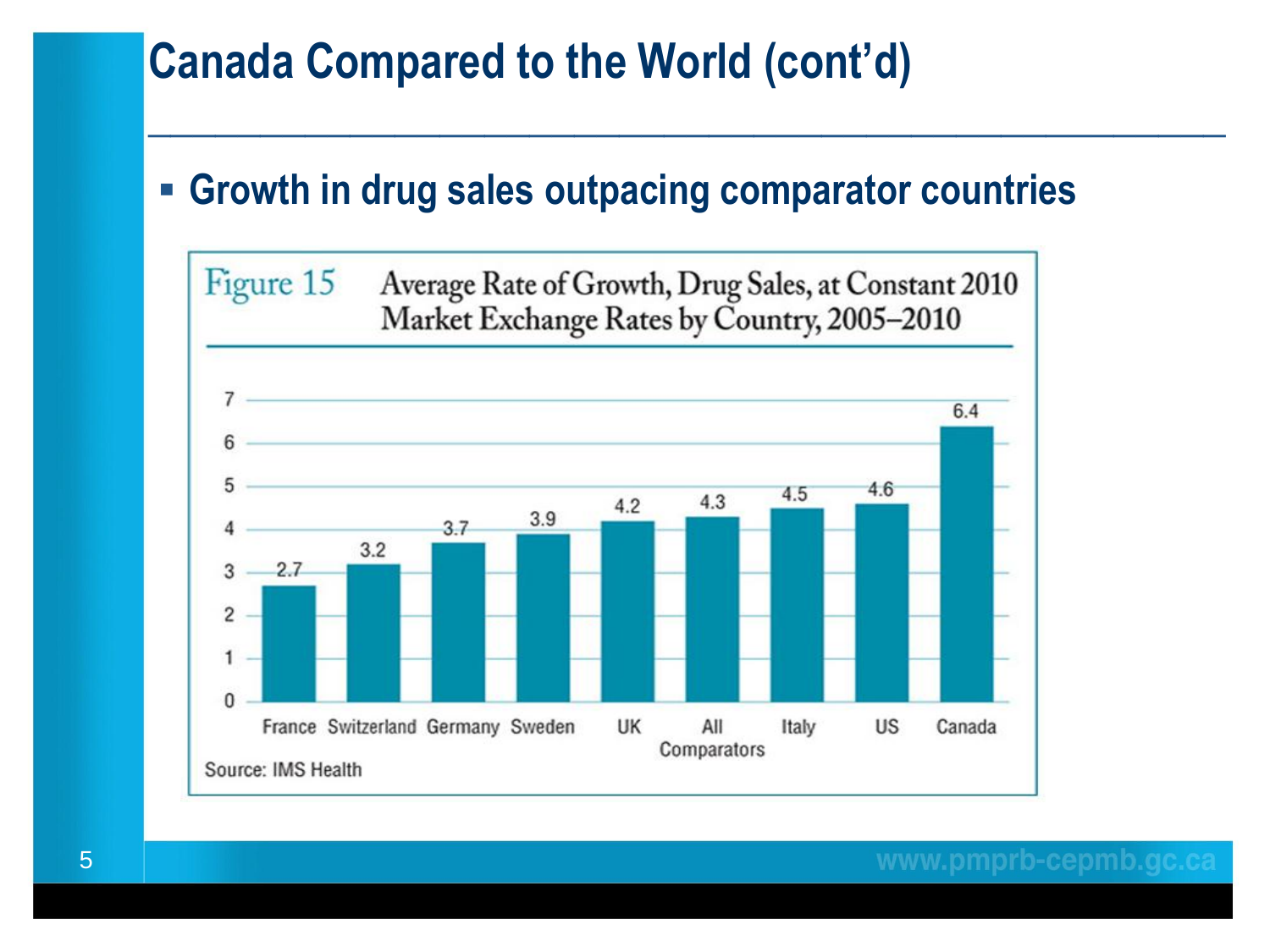# Canada Compared to the World (cont'd)

- **Growth in drug sales outpacing comparator countries**

Figure 15 Average Rate of Growth, Drug Sales, at Constant 2010 Market Exchange Rates by Country, 2005–2010

| Country | Growth |
|---|---|
| France | 2.7 |
| Switzerland | 3.2 |
| Germany | 3.7 |
| Sweden | 3.9 |
| UK | 4.2 |
| All Comparators | 4.3 |
| Italy | 4.5 |
| US | 4.6 |
| Canada | 6.4 |

Source: IMS Health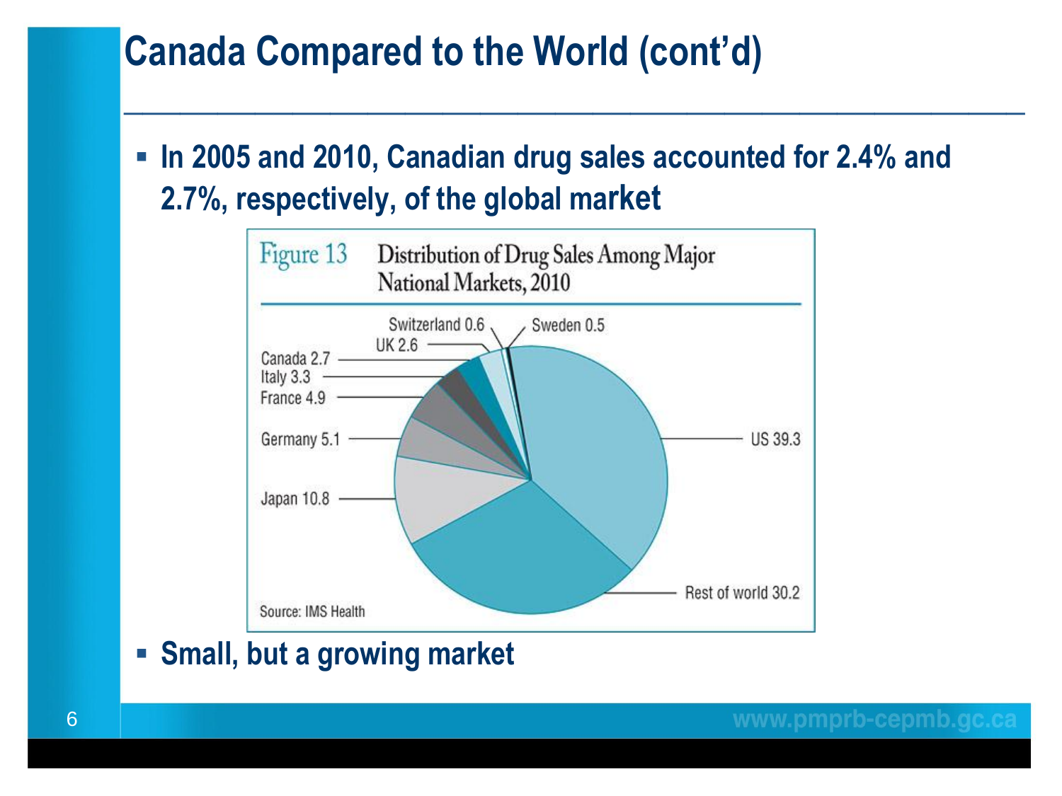# Canada Compared to the World (cont'd)

- In 2005 and 2010, Canadian drug sales accounted for 2.4% and 2.7%, respectively, of the global market

Figure 13 Distribution of Drug Sales Among Major National Markets, 2010

| Market | Share |
|---|---|
| US | 39.3 |
| Rest of world | 30.2 |
| Japan | 10.8 |
| Germany | 5.1 |
| France | 4.9 |
| Italy | 3.3 |
| Canada | 2.7 |
| UK | 2.6 |
| Switzerland | 0.6 |
| Sweden | 0.5 |

Source: IMS Health

- Small, but a growing market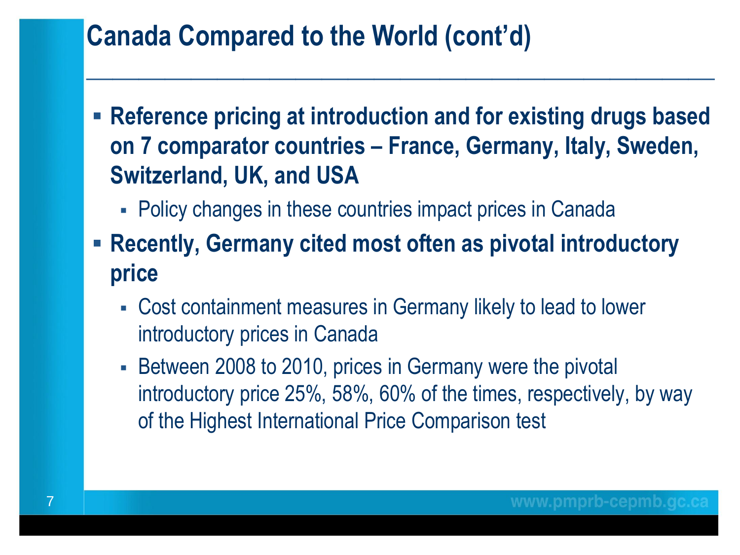# Canada Compared to the World (cont'd)

- **Reference pricing at introduction and for existing drugs based on 7 comparator countries – France, Germany, Italy, Sweden, Switzerland, UK, and USA**
  - Policy changes in these countries impact prices in Canada
- **Recently, Germany cited most often as pivotal introductory price**
  - Cost containment measures in Germany likely to lead to lower introductory prices in Canada
  - Between 2008 to 2010, prices in Germany were the pivotal introductory price 25%, 58%, 60% of the times, respectively, by way of the Highest International Price Comparison test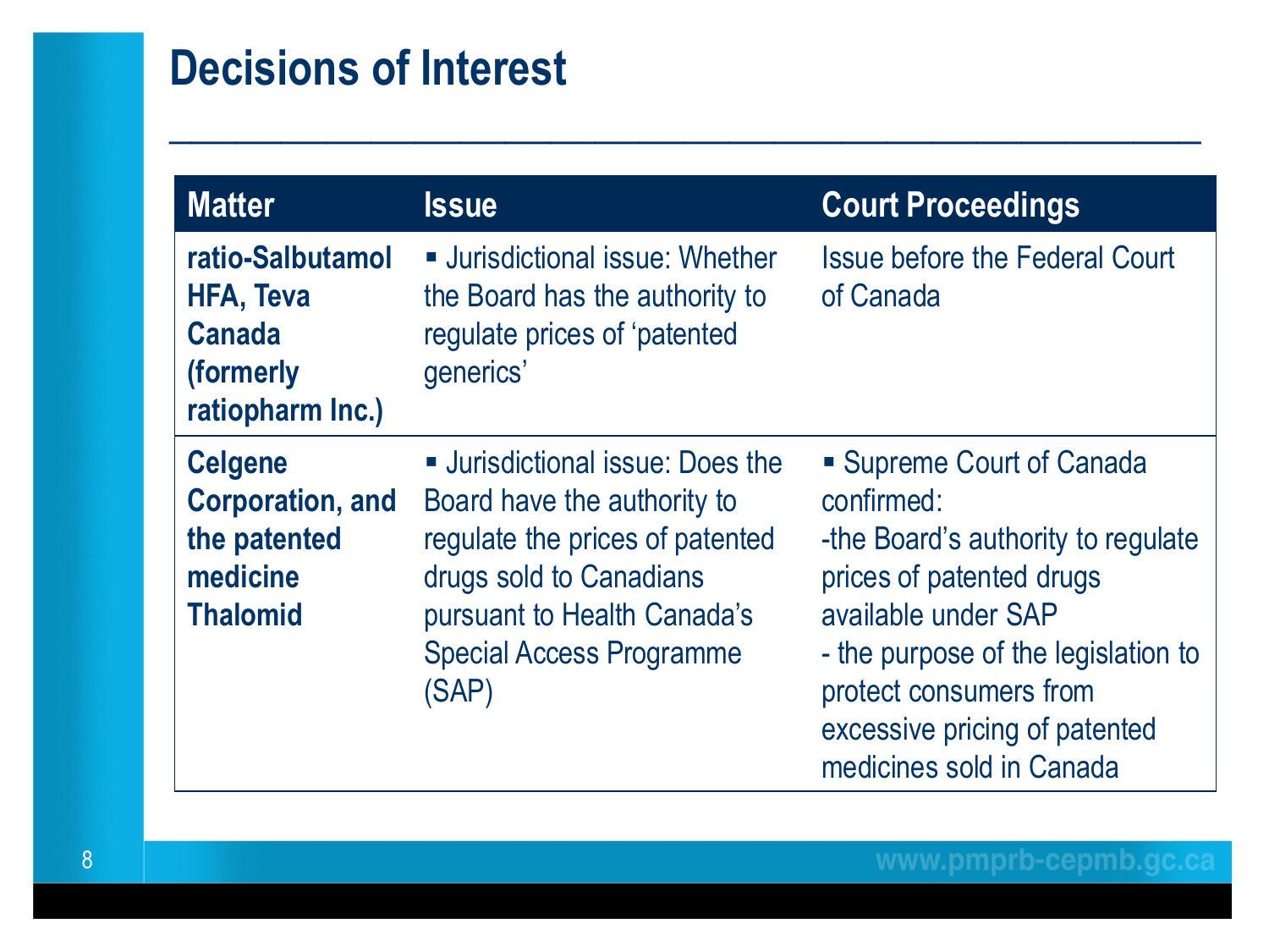# Decisions of Interest

| Matter | Issue | Court Proceedings |
| --- | --- | --- |
| **ratio-Salbutamol HFA, Teva Canada (formerly ratiopharm Inc.)** | ▪ Jurisdictional issue: Whether the Board has the authority to regulate prices of 'patented generics' | Issue before the Federal Court of Canada |
| **Celgene Corporation, and the patented medicine Thalomid** | ▪ Jurisdictional issue: Does the Board have the authority to regulate the prices of patented drugs sold to Canadians pursuant to Health Canada's Special Access Programme (SAP) | ▪ Supreme Court of Canada confirmed:<br>-the Board's authority to regulate prices of patented drugs available under SAP<br>- the purpose of the legislation to protect consumers from excessive pricing of patented medicines sold in Canada |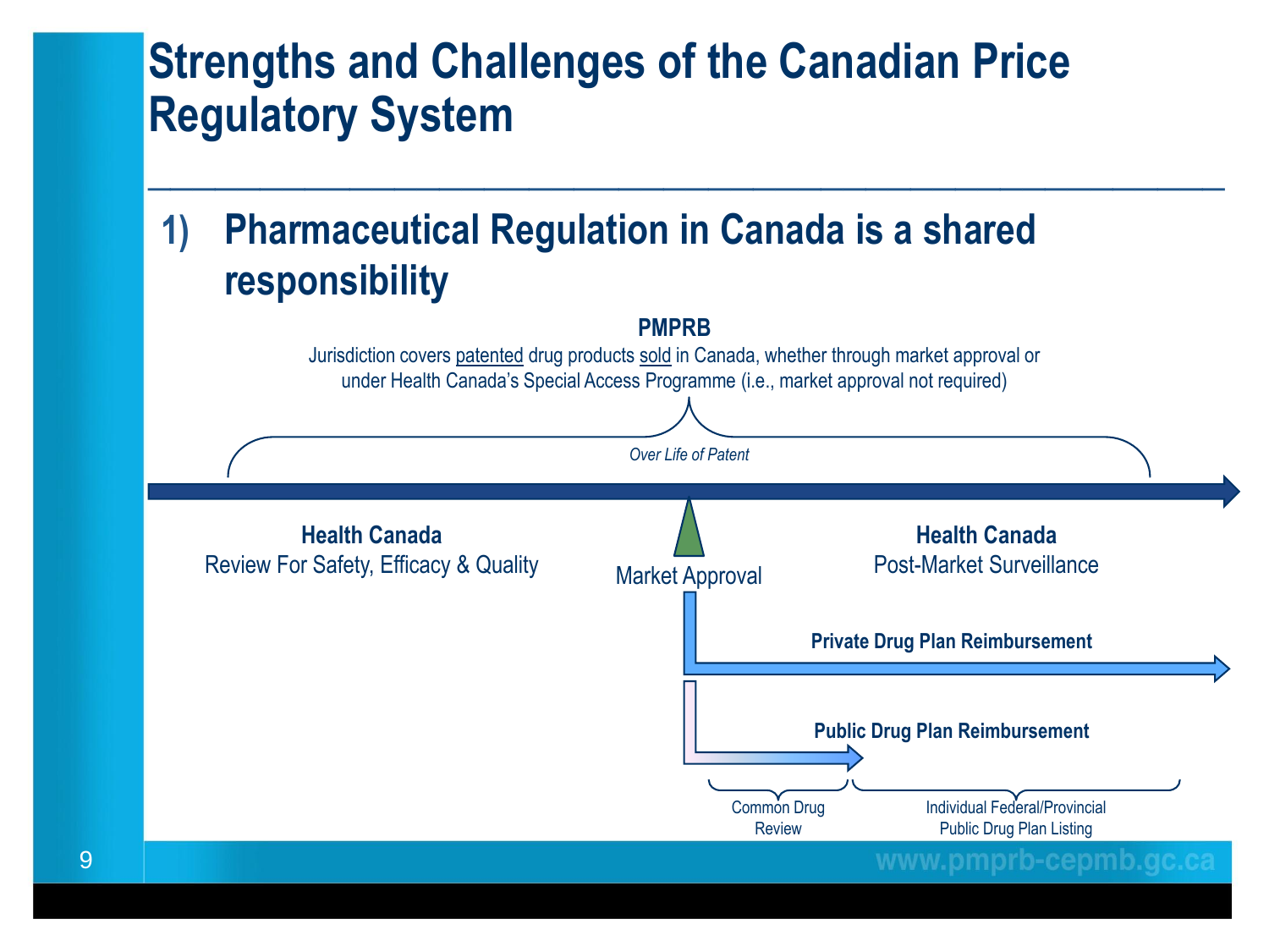# Strengths and Challenges of the Canadian Price Regulatory System

## 1) Pharmaceutical Regulation in Canada is a shared responsibility

**PMPRB**

Jurisdiction covers patented drug products sold in Canada, whether through market approval or under Health Canada's Special Access Programme (i.e., market approval not required)

*Over Life of Patent*

**Health Canada**
Review For Safety, Efficacy & Quality

Market Approval

**Health Canada**
Post-Market Surveillance

**Private Drug Plan Reimbursement**

**Public Drug Plan Reimbursement**

Common Drug Review

Individual Federal/Provincial Public Drug Plan Listing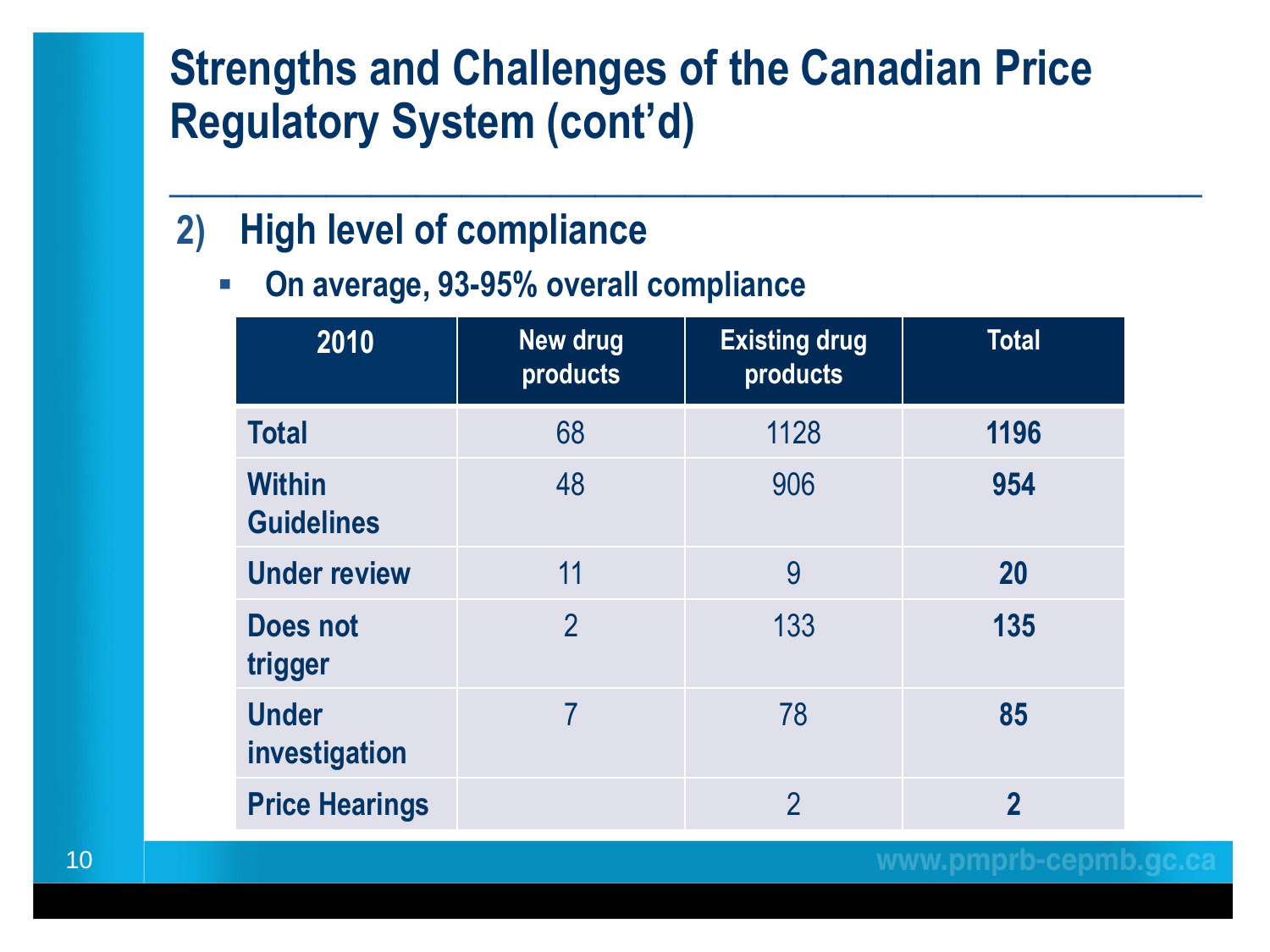# Strengths and Challenges of the Canadian Price Regulatory System (cont'd)

## 2) High level of compliance

- **On average, 93-95% overall compliance**

| 2010 | New drug products | Existing drug products | Total |
|---|---|---|---|
| **Total** | 68 | 1128 | **1196** |
| **Within Guidelines** | 48 | 906 | **954** |
| **Under review** | 11 | 9 | **20** |
| **Does not trigger** | 2 | 133 | **135** |
| **Under investigation** | 7 | 78 | **85** |
| **Price Hearings** | | 2 | **2** |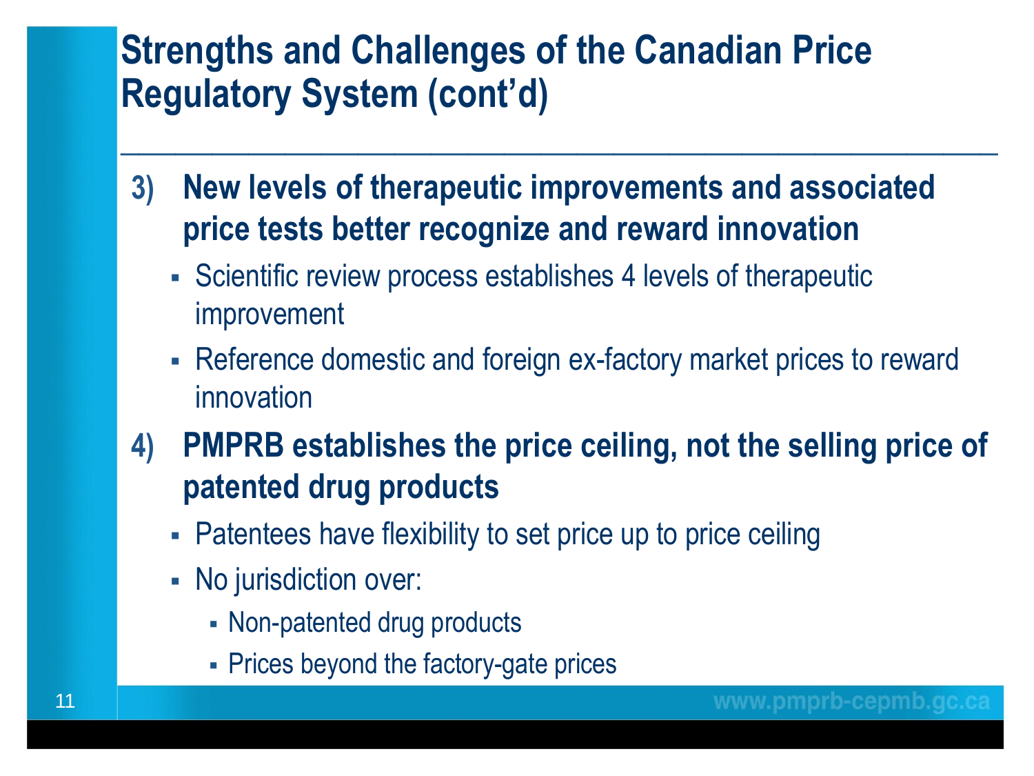# Strengths and Challenges of the Canadian Price Regulatory System (cont'd)

3) **New levels of therapeutic improvements and associated price tests better recognize and reward innovation**
   - Scientific review process establishes 4 levels of therapeutic improvement
   - Reference domestic and foreign ex-factory market prices to reward innovation

4) **PMPRB establishes the price ceiling, not the selling price of patented drug products**
   - Patentees have flexibility to set price up to price ceiling
   - No jurisdiction over:
     - Non-patented drug products
     - Prices beyond the factory-gate prices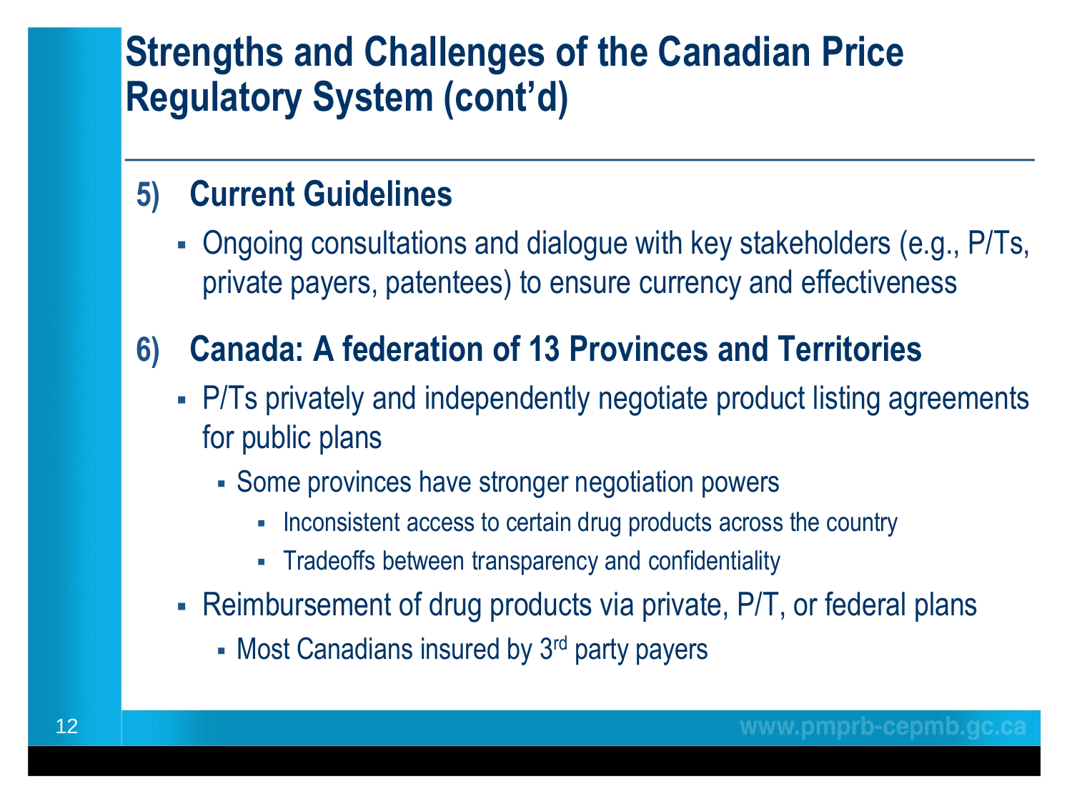# Strengths and Challenges of the Canadian Price Regulatory System (cont'd)

5) **Current Guidelines**
   - Ongoing consultations and dialogue with key stakeholders (e.g., P/Ts, private payers, patentees) to ensure currency and effectiveness

6) **Canada: A federation of 13 Provinces and Territories**
   - P/Ts privately and independently negotiate product listing agreements for public plans
     - Some provinces have stronger negotiation powers
       - Inconsistent access to certain drug products across the country
       - Tradeoffs between transparency and confidentiality
   - Reimbursement of drug products via private, P/T, or federal plans
     - Most Canadians insured by 3rd party payers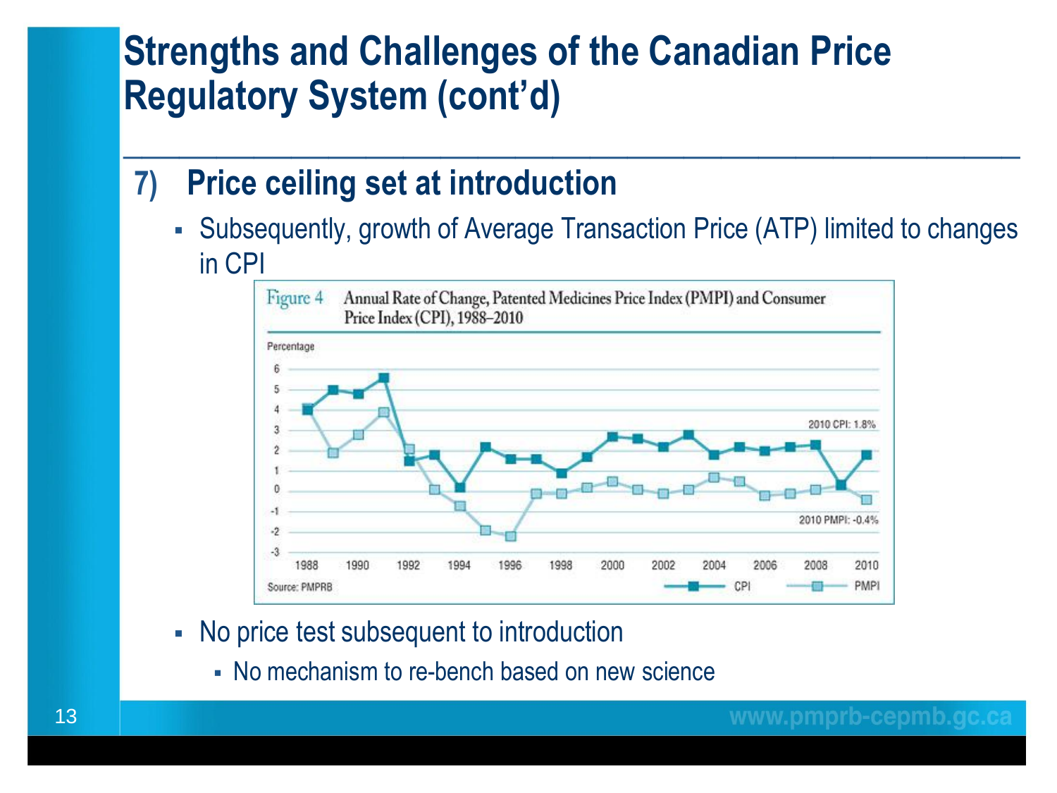# Strengths and Challenges of the Canadian Price Regulatory System (cont'd)

## 7) Price ceiling set at introduction

- Subsequently, growth of Average Transaction Price (ATP) limited to changes in CPI

Figure 4 Annual Rate of Change, Patented Medicines Price Index (PMPI) and Consumer Price Index (CPI), 1988–2010

Source: PMPRB

- No price test subsequent to introduction
  - No mechanism to re-bench based on new science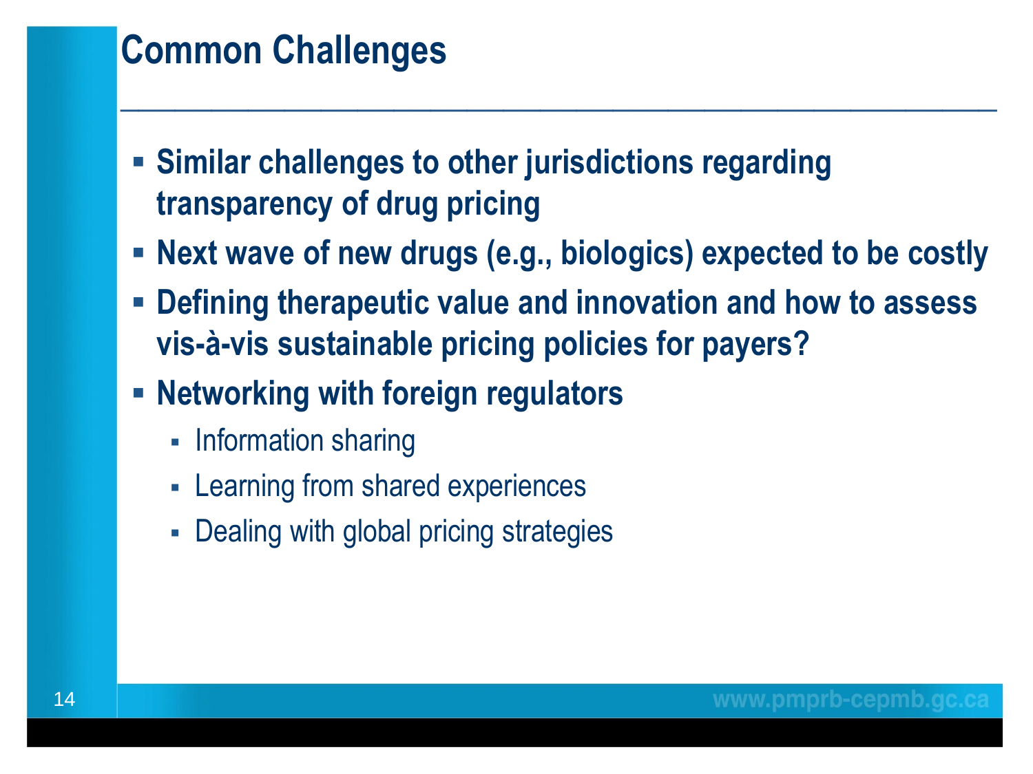## Common Challenges

- **Similar challenges to other jurisdictions regarding transparency of drug pricing**
- **Next wave of new drugs (e.g., biologics) expected to be costly**
- **Defining therapeutic value and innovation and how to assess vis-à-vis sustainable pricing policies for payers?**
- **Networking with foreign regulators**
  - Information sharing
  - Learning from shared experiences
  - Dealing with global pricing strategies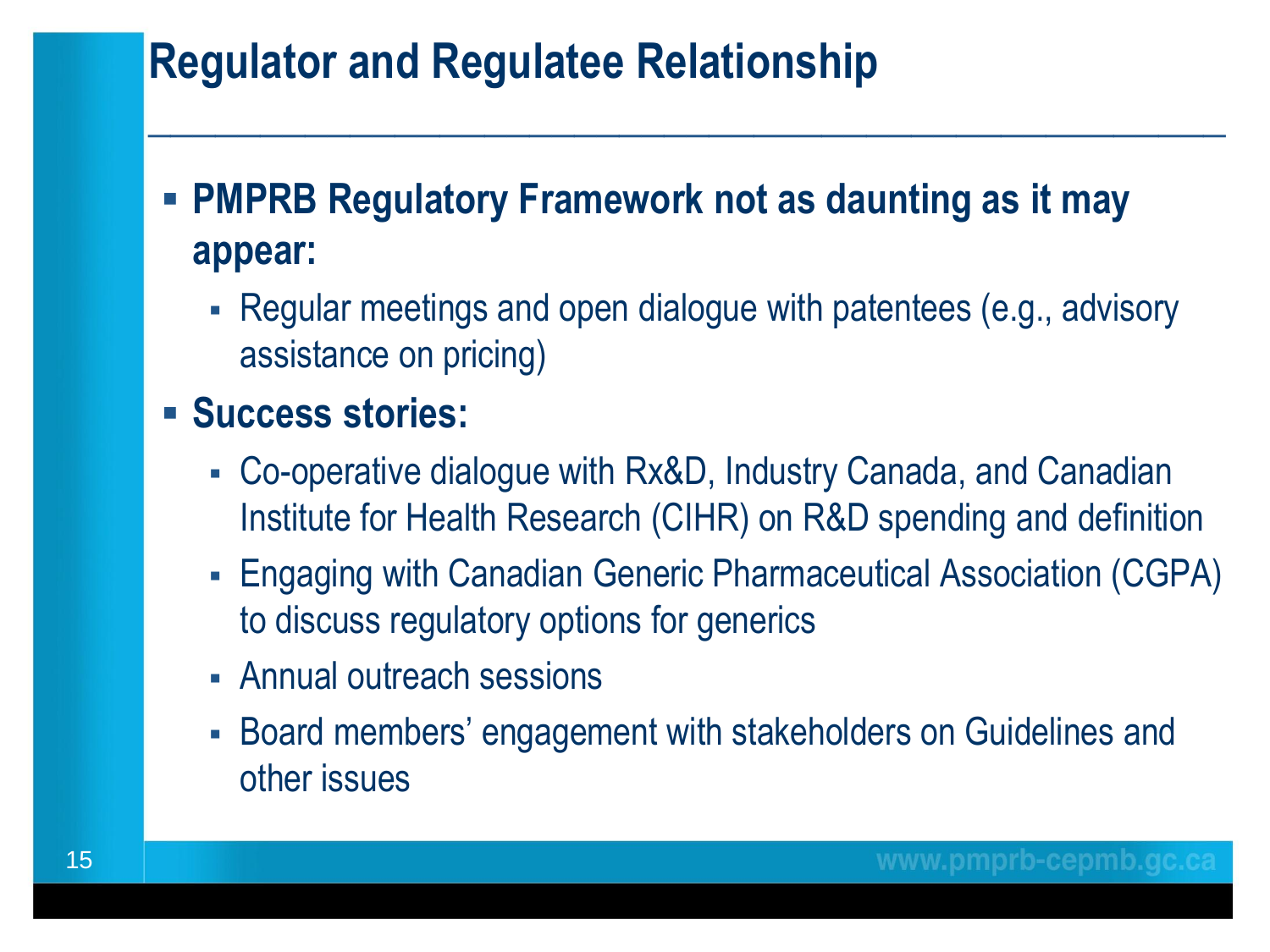# Regulator and Regulatee Relationship

- **PMPRB Regulatory Framework not as daunting as it may appear:**
  - Regular meetings and open dialogue with patentees (e.g., advisory assistance on pricing)
- **Success stories:**
  - Co-operative dialogue with Rx&D, Industry Canada, and Canadian Institute for Health Research (CIHR) on R&D spending and definition
  - Engaging with Canadian Generic Pharmaceutical Association (CGPA) to discuss regulatory options for generics
  - Annual outreach sessions
  - Board members' engagement with stakeholders on Guidelines and other issues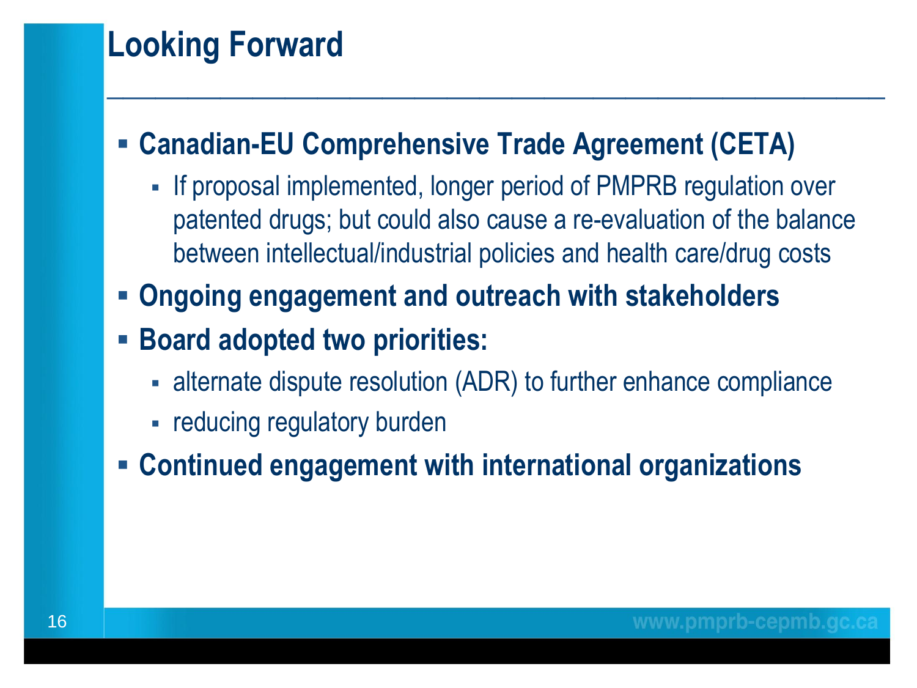# Looking Forward

- **Canadian-EU Comprehensive Trade Agreement (CETA)**
  - If proposal implemented, longer period of PMPRB regulation over patented drugs; but could also cause a re-evaluation of the balance between intellectual/industrial policies and health care/drug costs
- **Ongoing engagement and outreach with stakeholders**
- **Board adopted two priorities:**
  - alternate dispute resolution (ADR) to further enhance compliance
  - reducing regulatory burden
- **Continued engagement with international organizations**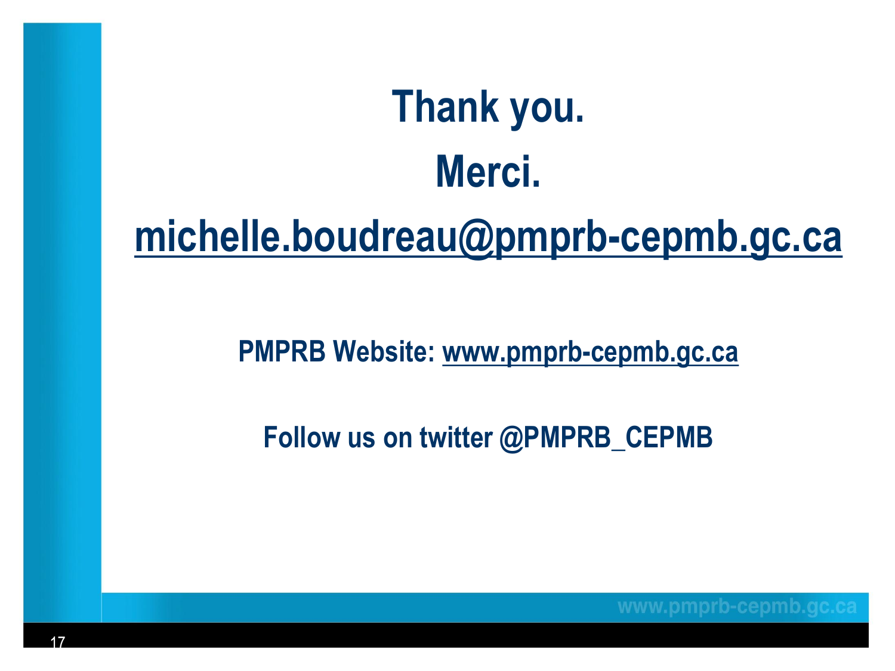# Thank you.

# Merci.

## michelle.boudreau@pmprb-cepmb.gc.ca

**PMPRB Website: www.pmprb-cepmb.gc.ca**

**Follow us on twitter @PMPRB_CEPMB**